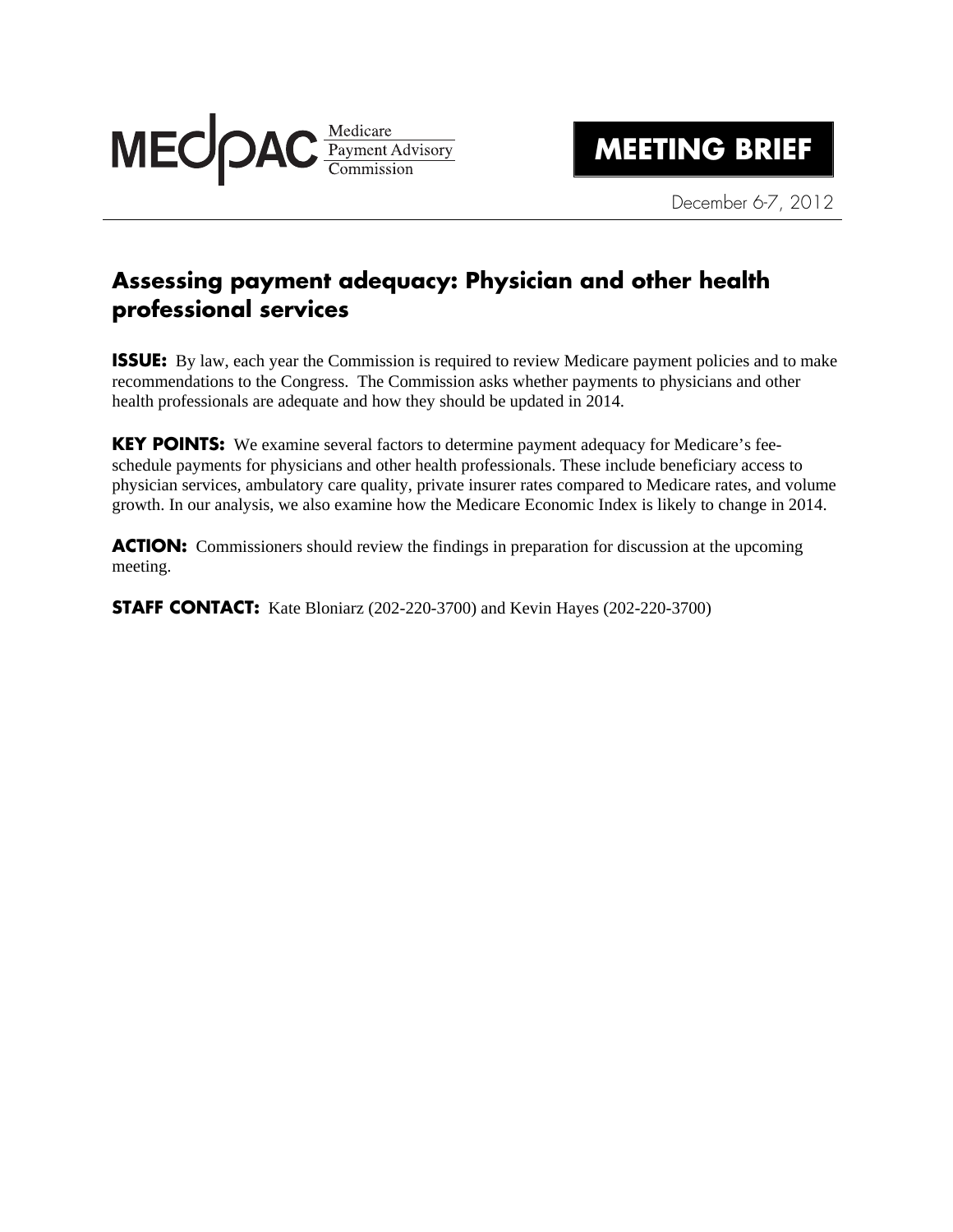MEDPAC Medicare Payment Advisory Commission

**MEETING BRIEF**

December 6-7, 2012

# Assessing payment adequacy: Physician and other health professional services

**ISSUE:** By law, each year the Commission is required to review Medicare payment policies and to make recommendations to the Congress. The Commission asks whether payments to physicians and other health professionals are adequate and how they should be updated in 2014.

**KEY POINTS:** We examine several factors to determine payment adequacy for Medicare's fee-schedule payments for physicians and other health professionals. These include beneficiary access to physician services, ambulatory care quality, private insurer rates compared to Medicare rates, and volume growth. In our analysis, we also examine how the Medicare Economic Index is likely to change in 2014.

**ACTION:** Commissioners should review the findings in preparation for discussion at the upcoming meeting.

**STAFF CONTACT:** Kate Bloniarz (202-220-3700) and Kevin Hayes (202-220-3700)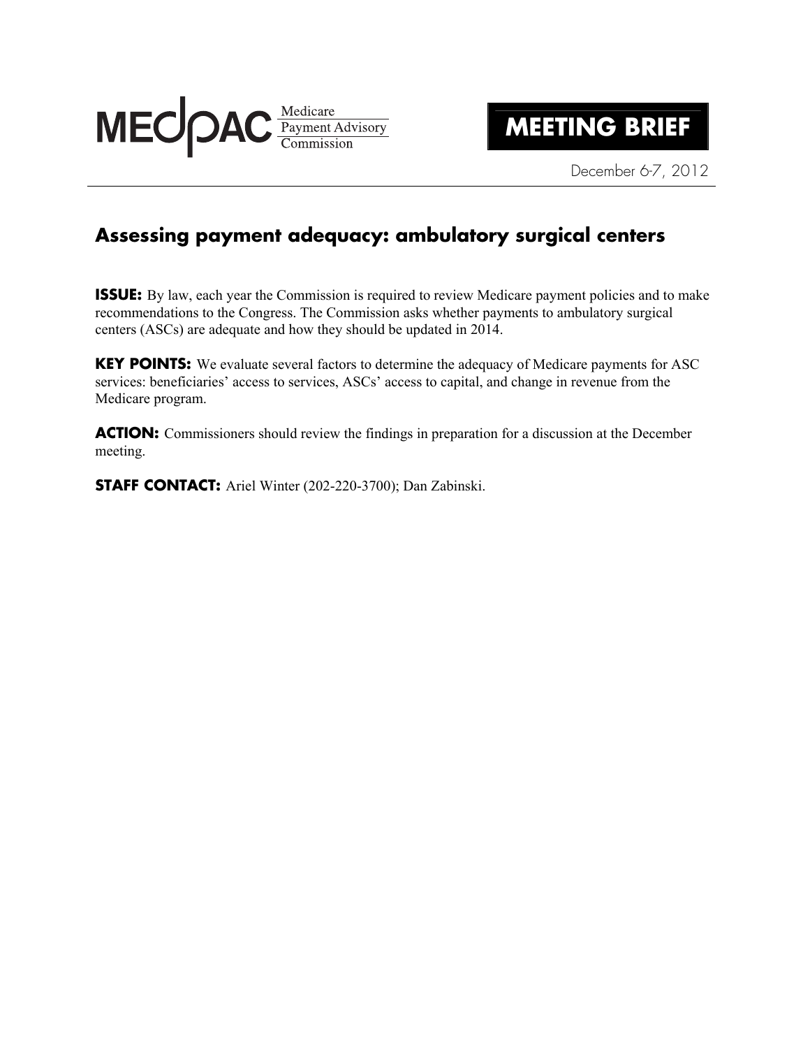MEDPAC Medicare Payment Advisory Commission

**MEETING BRIEF**

December 6-7, 2012

## Assessing payment adequacy: ambulatory surgical centers

**ISSUE:** By law, each year the Commission is required to review Medicare payment policies and to make recommendations to the Congress. The Commission asks whether payments to ambulatory surgical centers (ASCs) are adequate and how they should be updated in 2014.

**KEY POINTS:** We evaluate several factors to determine the adequacy of Medicare payments for ASC services: beneficiaries' access to services, ASCs' access to capital, and change in revenue from the Medicare program.

**ACTION:** Commissioners should review the findings in preparation for a discussion at the December meeting.

**STAFF CONTACT:** Ariel Winter (202-220-3700); Dan Zabinski.